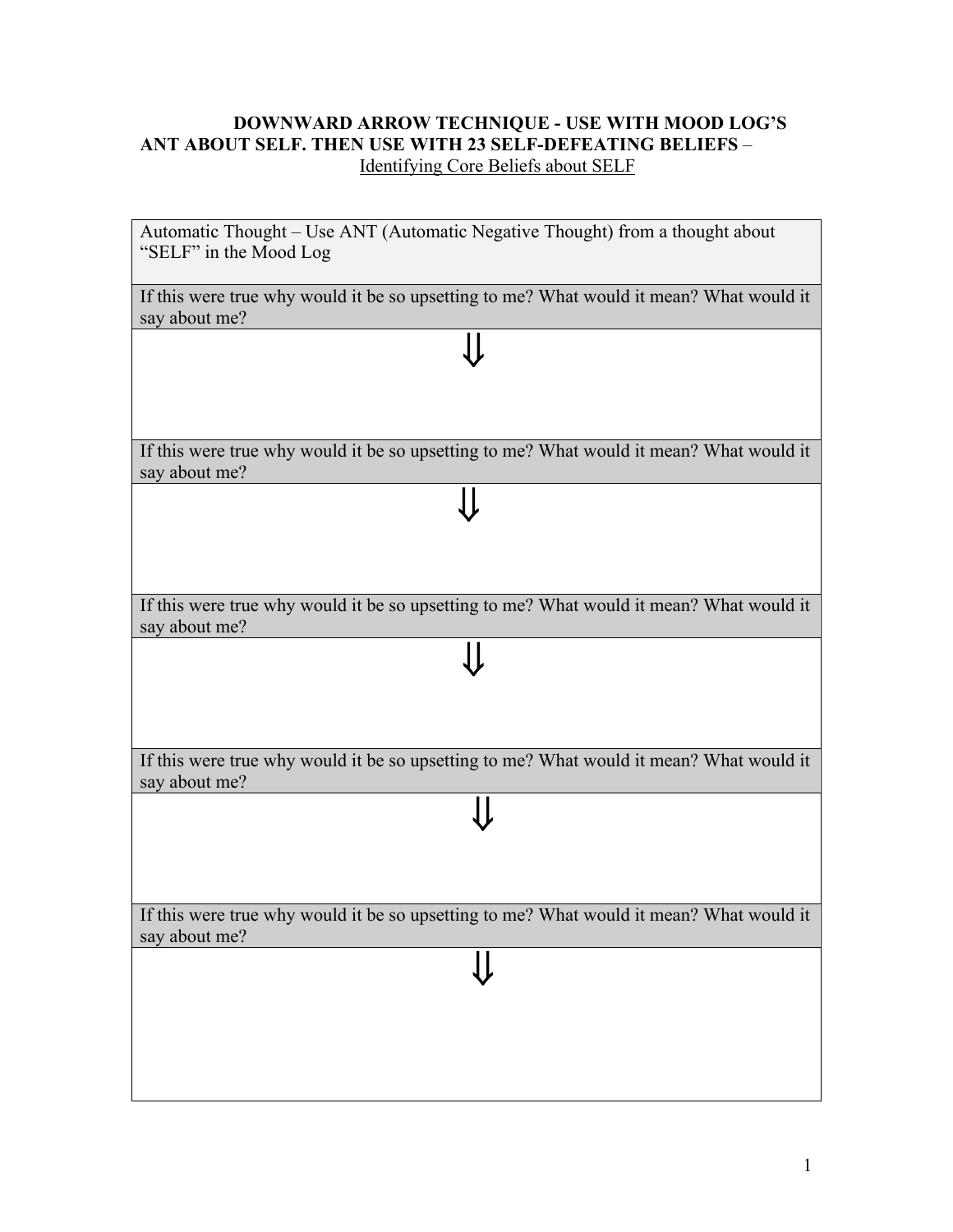# DOWNWARD ARROW TECHNIQUE - USE WITH MOOD LOG'S ANT ABOUT SELF. THEN USE WITH 23 SELF-DEFEATING BELIEFS –

Identifying Core Beliefs about SELF

| Automatic Thought – Use ANT (Automatic Negative Thought) from a thought about "SELF" in the Mood Log |
|---|
| If this were true why would it be so upsetting to me? What would it mean? What would it say about me? |
| ⇓ |
| If this were true why would it be so upsetting to me? What would it mean? What would it say about me? |
| ⇓ |
| If this were true why would it be so upsetting to me? What would it mean? What would it say about me? |
| ⇓ |
| If this were true why would it be so upsetting to me? What would it mean? What would it say about me? |
| ⇓ |
| If this were true why would it be so upsetting to me? What would it mean? What would it say about me? |
| ⇓ |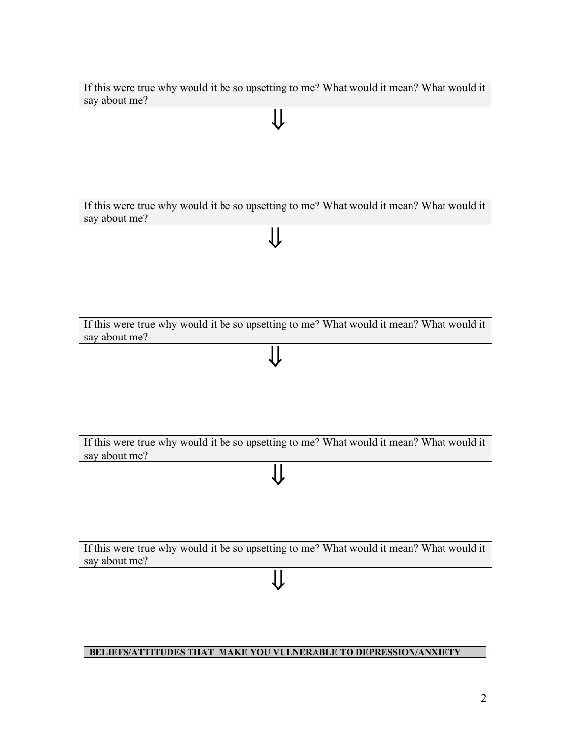If this were true why would it be so upsetting to me? What would it mean? What would it say about me?

⇓

If this were true why would it be so upsetting to me? What would it mean? What would it say about me?

⇓

If this were true why would it be so upsetting to me? What would it mean? What would it say about me?

⇓

If this were true why would it be so upsetting to me? What would it mean? What would it say about me?

⇓

If this were true why would it be so upsetting to me? What would it mean? What would it say about me?

⇓

**BELIEFS/ATTITUDES THAT MAKE YOU VULNERABLE TO DEPRESSION/ANXIETY**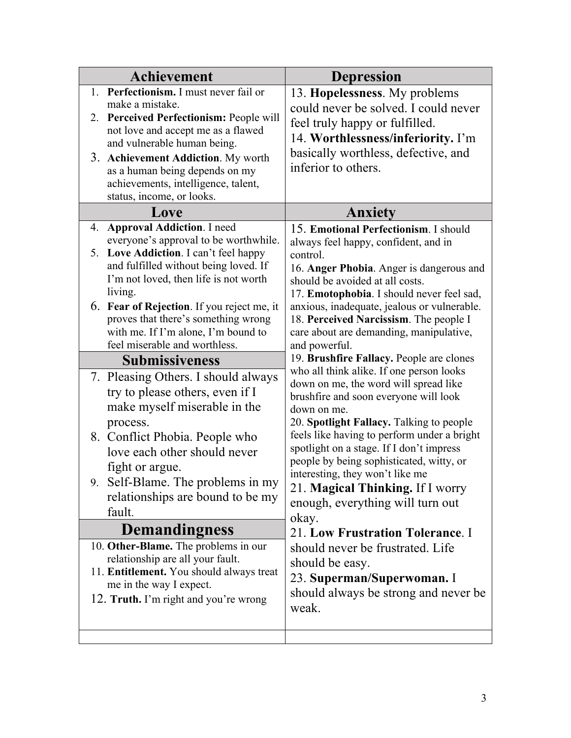| Achievement | Depression |
|---|---|
| 1. **Perfectionism.** I must never fail or make a mistake.<br>2. **Perceived Perfectionism:** People will not love and accept me as a flawed and vulnerable human being.<br>3. **Achievement Addiction**. My worth as a human being depends on my achievements, intelligence, talent, status, income, or looks. | 13. **Hopelessness**. My problems could never be solved. I could never feel truly happy or fulfilled.<br>14. **Worthlessness/inferiority.** I'm basically worthless, defective, and inferior to others. |
| **Love** | **Anxiety** |
| 4. **Approval Addiction**. I need everyone's approval to be worthwhile.<br>5. **Love Addiction**. I can't feel happy and fulfilled without being loved. If I'm not loved, then life is not worth living.<br>6. **Fear of Rejection**. If you reject me, it proves that there's something wrong with me. If I'm alone, I'm bound to feel miserable and worthless.<br>**Submissiveness**<br>7. Pleasing Others. I should always try to please others, even if I make myself miserable in the process.<br>8. Conflict Phobia. People who love each other should never fight or argue.<br>9. Self-Blame. The problems in my relationships are bound to be my fault.<br>**Demandingness**<br>10. **Other-Blame.** The problems in our relationship are all your fault.<br>11. **Entitlement.** You should always treat me in the way I expect.<br>12. **Truth.** I'm right and you're wrong | 15. **Emotional Perfectionism**. I should always feel happy, confident, and in control.<br>16. **Anger Phobia**. Anger is dangerous and should be avoided at all costs.<br>17. **Emotophobia**. I should never feel sad, anxious, inadequate, jealous or vulnerable.<br>18. **Perceived Narcissism**. The people I care about are demanding, manipulative, and powerful.<br>19. **Brushfire Fallacy.** People are clones who all think alike. If one person looks down on me, the word will spread like brushfire and soon everyone will look down on me.<br>20. **Spotlight Fallacy.** Talking to people feels like having to perform under a bright spotlight on a stage. If I don't impress people by being sophisticated, witty, or interesting, they won't like me<br>21. **Magical Thinking.** If I worry enough, everything will turn out okay.<br>21. **Low Frustration Tolerance**. I should never be frustrated. Life should be easy.<br>23. **Superman/Superwoman.** I should always be strong and never be weak. |
| | |